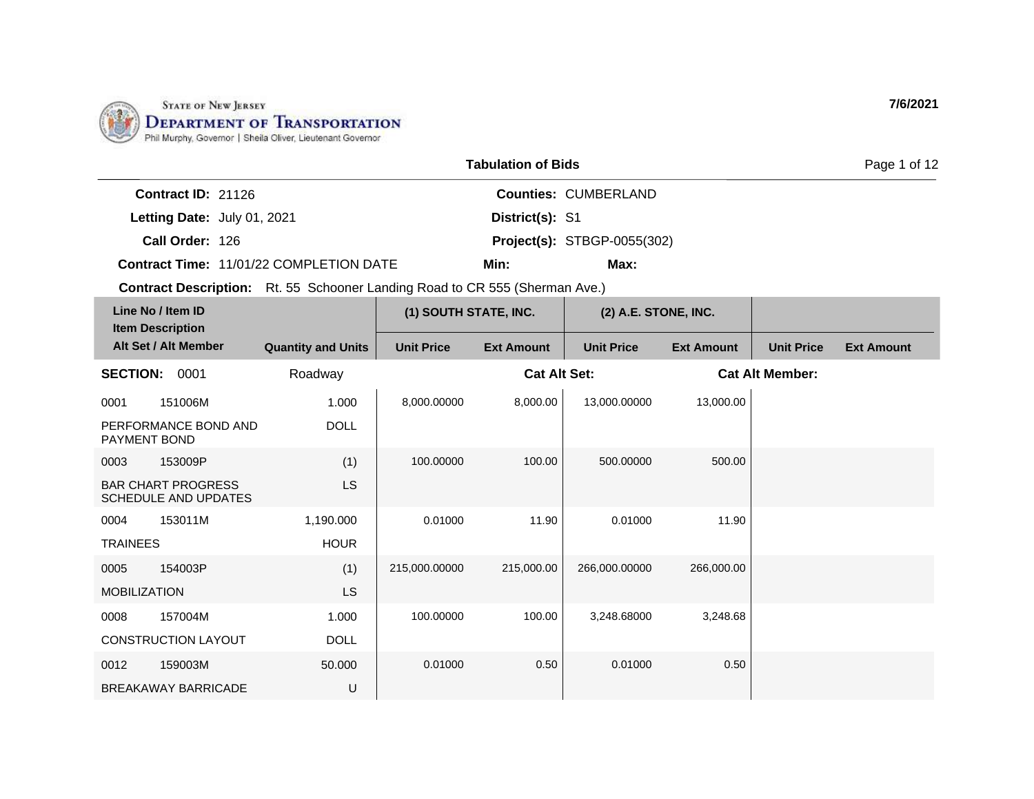STATE OF NEW JERSEY
**DEPARTMENT OF TRANSPORTATION**
Phil Murphy, Governor | Sheila Oliver, Lieutenant Governor

7/6/2021

## Tabulation of Bids

**Contract ID:** 21126
**Letting Date:** July 01, 2021
**Call Order:** 126
**Contract Time:** 11/01/22 COMPLETION DATE

**Counties:** CUMBERLAND
**District(s):** S1
**Project(s):** STBGP-0055(302)
**Min:**
**Max:**

**Contract Description:** Rt. 55 Schooner Landing Road to CR 555 (Sherman Ave.)

| Line No / Item ID / Item Description / Alt Set / Alt Member | Quantity and Units | (1) SOUTH STATE, INC. | | (2) A.E. STONE, INC. | | | |
|---|---|---|---|---|---|---|---|
| | | Unit Price | Ext Amount | Unit Price | Ext Amount | Unit Price | Ext Amount |
| **SECTION:** 0001 | Roadway | | **Cat Alt Set:** | | **Cat Alt Member:** | | |
| 0001 151006M PERFORMANCE BOND AND PAYMENT BOND | 1.000 DOLL | 8,000.00000 | 8,000.00 | 13,000.00000 | 13,000.00 | | |
| 0003 153009P BAR CHART PROGRESS SCHEDULE AND UPDATES | (1) LS | 100.00000 | 100.00 | 500.00000 | 500.00 | | |
| 0004 153011M TRAINEES | 1,190.000 HOUR | 0.01000 | 11.90 | 0.01000 | 11.90 | | |
| 0005 154003P MOBILIZATION | (1) LS | 215,000.00000 | 215,000.00 | 266,000.00000 | 266,000.00 | | |
| 0008 157004M CONSTRUCTION LAYOUT | 1.000 DOLL | 100.00000 | 100.00 | 3,248.68000 | 3,248.68 | | |
| 0012 159003M BREAKAWAY BARRICADE | 50.000 U | 0.01000 | 0.50 | 0.01000 | 0.50 | | |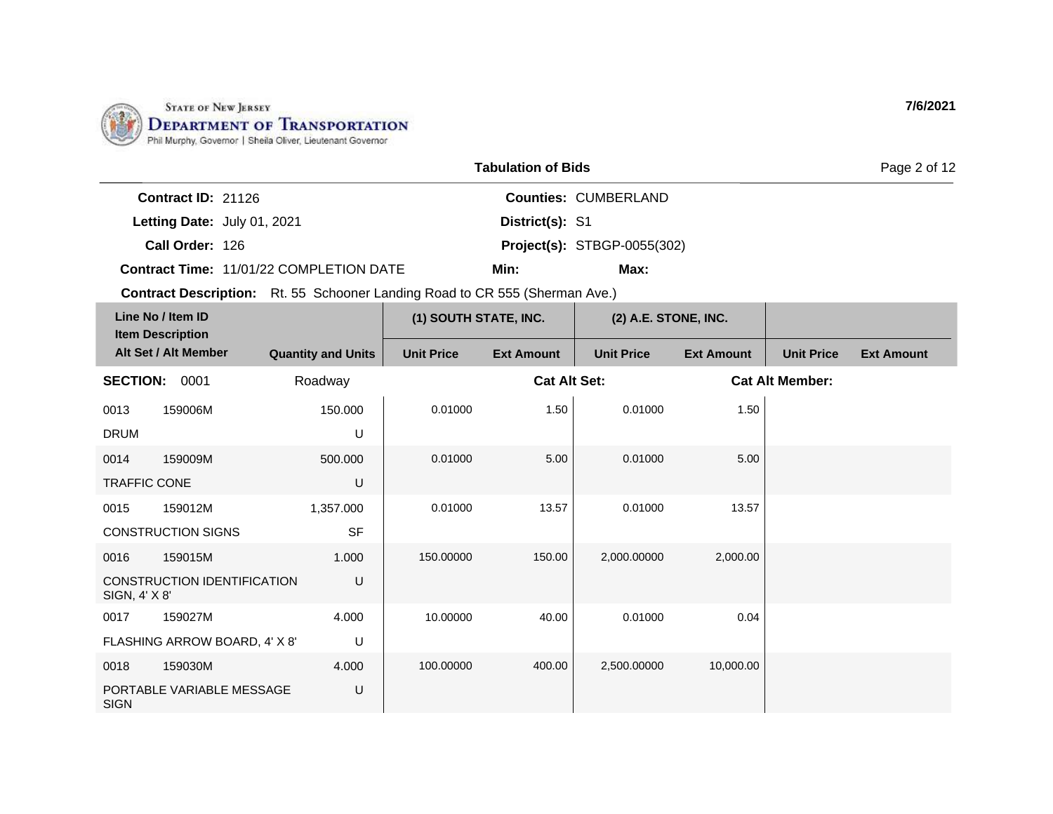STATE OF NEW JERSEY
**DEPARTMENT OF TRANSPORTATION**
Phil Murphy, Governor | Sheila Oliver, Lieutenant Governor

7/6/2021

## Tabulation of Bids

**Contract ID:** 21126
**Letting Date:** July 01, 2021
**Call Order:** 126
**Contract Time:** 11/01/22 COMPLETION DATE
**Counties:** CUMBERLAND
**District(s):** S1
**Project(s):** STBGP-0055(302)
**Min:**
**Max:**
**Contract Description:** Rt. 55 Schooner Landing Road to CR 555 (Sherman Ave.)

| Line No / Item ID / Item Description / Alt Set / Alt Member | | Quantity and Units | (1) SOUTH STATE, INC. | | (2) A.E. STONE, INC. | | | |
|---|---|---|---|---|---|---|---|---|
| | | | Unit Price | Ext Amount | Unit Price | Ext Amount | Unit Price | Ext Amount |
| **SECTION:** 0001 | | Roadway | | **Cat Alt Set:** | | **Cat Alt Member:** | | |
| 0013 | 159006M | 150.000 | 0.01000 | 1.50 | 0.01000 | 1.50 | | |
| DRUM | | U | | | | | | |
| 0014 | 159009M | 500.000 | 0.01000 | 5.00 | 0.01000 | 5.00 | | |
| TRAFFIC CONE | | U | | | | | | |
| 0015 | 159012M | 1,357.000 | 0.01000 | 13.57 | 0.01000 | 13.57 | | |
| CONSTRUCTION SIGNS | | SF | | | | | | |
| 0016 | 159015M | 1.000 | 150.00000 | 150.00 | 2,000.00000 | 2,000.00 | | |
| CONSTRUCTION IDENTIFICATION SIGN, 4' X 8' | | U | | | | | | |
| 0017 | 159027M | 4.000 | 10.00000 | 40.00 | 0.01000 | 0.04 | | |
| FLASHING ARROW BOARD, 4' X 8' | | U | | | | | | |
| 0018 | 159030M | 4.000 | 100.00000 | 400.00 | 2,500.00000 | 10,000.00 | | |
| PORTABLE VARIABLE MESSAGE SIGN | | U | | | | | | |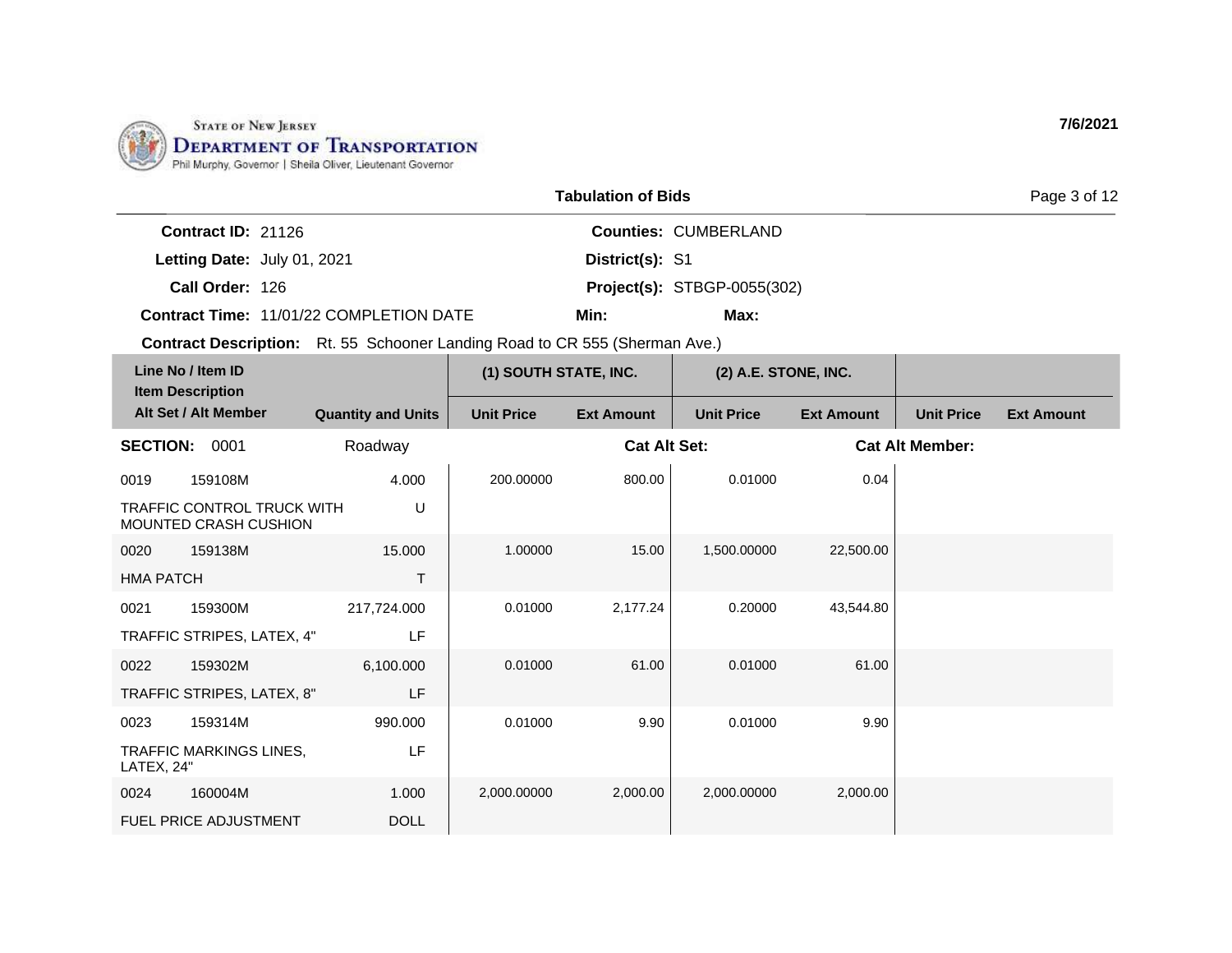State of New Jersey
Department of Transportation
Phil Murphy, Governor | Sheila Oliver, Lieutenant Governor

7/6/2021

**Tabulation of Bids**

**Contract ID:** 21126
**Letting Date:** July 01, 2021
**Call Order:** 126
**Contract Time:** 11/01/22 COMPLETION DATE

**Counties:** CUMBERLAND
**District(s):** S1
**Project(s):** STBGP-0055(302)
**Min:** **Max:**

**Contract Description:** Rt. 55 Schooner Landing Road to CR 555 (Sherman Ave.)

| Line No / Item ID<br>Item Description<br>Alt Set / Alt Member | Quantity and Units | (1) SOUTH STATE, INC. | | (2) A.E. STONE, INC. | | | |
|---|---|---|---|---|---|---|---|
| | | Unit Price | Ext Amount | Unit Price | Ext Amount | Unit Price | Ext Amount |
| **SECTION:** 0001 | Roadway | | **Cat Alt Set:** | | **Cat Alt Member:** | | |
| 0019 159108M<br>TRAFFIC CONTROL TRUCK WITH MOUNTED CRASH CUSHION | 4.000<br>U | 200.00000 | 800.00 | 0.01000 | 0.04 | | |
| 0020 159138M<br>HMA PATCH | 15.000<br>T | 1.00000 | 15.00 | 1,500.00000 | 22,500.00 | | |
| 0021 159300M<br>TRAFFIC STRIPES, LATEX, 4" | 217,724.000<br>LF | 0.01000 | 2,177.24 | 0.20000 | 43,544.80 | | |
| 0022 159302M<br>TRAFFIC STRIPES, LATEX, 8" | 6,100.000<br>LF | 0.01000 | 61.00 | 0.01000 | 61.00 | | |
| 0023 159314M<br>TRAFFIC MARKINGS LINES, LATEX, 24" | 990.000<br>LF | 0.01000 | 9.90 | 0.01000 | 9.90 | | |
| 0024 160004M<br>FUEL PRICE ADJUSTMENT | 1.000<br>DOLL | 2,000.00000 | 2,000.00 | 2,000.00000 | 2,000.00 | | |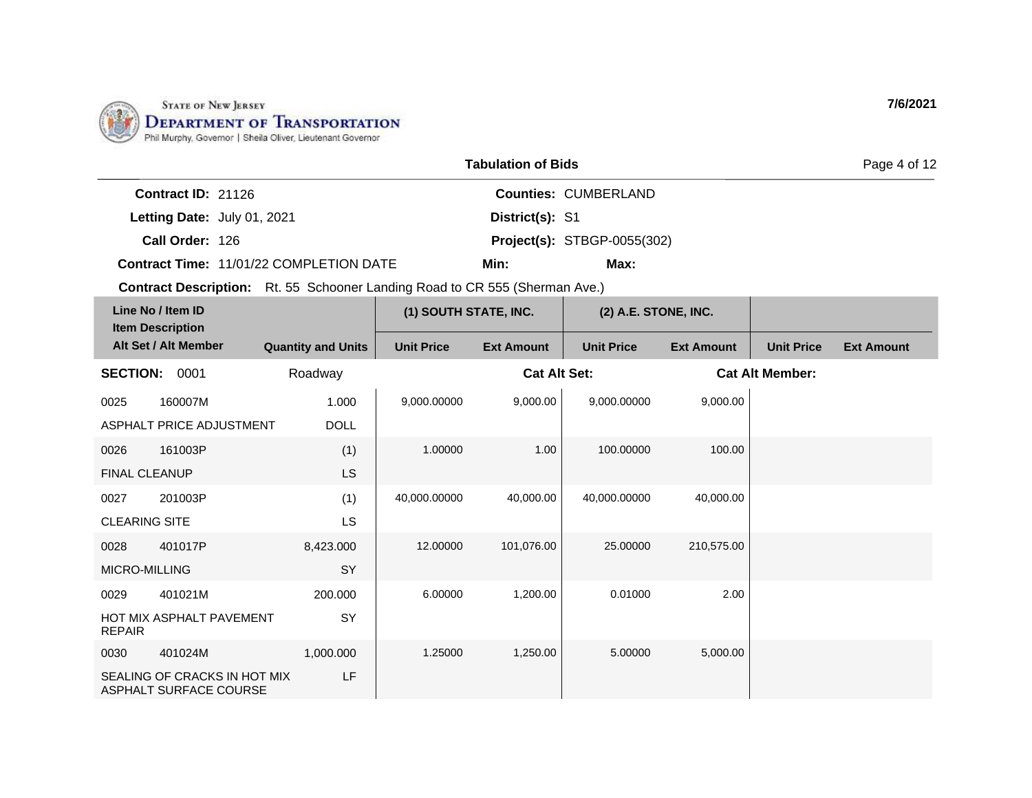STATE OF NEW JERSEY
DEPARTMENT OF TRANSPORTATION
Phil Murphy, Governor | Sheila Oliver, Lieutenant Governor

7/6/2021

## Tabulation of Bids

**Contract ID:** 21126
**Letting Date:** July 01, 2021
**Call Order:** 126
**Contract Time:** 11/01/22 COMPLETION DATE
**Contract Description:** Rt. 55 Schooner Landing Road to CR 555 (Sherman Ave.)

**Counties:** CUMBERLAND
**District(s):** S1
**Project(s):** STBGP-0055(302)
**Min:**
**Max:**

| Line No / Item ID / Item Description / Alt Set / Alt Member | Quantity and Units | (1) SOUTH STATE, INC. | | (2) A.E. STONE, INC. | | | |
|---|---|---|---|---|---|---|---|
| | | Unit Price | Ext Amount | Unit Price | Ext Amount | Unit Price | Ext Amount |
| **SECTION: 0001** | Roadway | | **Cat Alt Set:** | | **Cat Alt Member:** | | |
| 0025 160007M ASPHALT PRICE ADJUSTMENT | 1.000 DOLL | 9,000.00000 | 9,000.00 | 9,000.00000 | 9,000.00 | | |
| 0026 161003P FINAL CLEANUP | (1) LS | 1.00000 | 1.00 | 100.00000 | 100.00 | | |
| 0027 201003P CLEARING SITE | (1) LS | 40,000.00000 | 40,000.00 | 40,000.00000 | 40,000.00 | | |
| 0028 401017P MICRO-MILLING | 8,423.000 SY | 12.00000 | 101,076.00 | 25.00000 | 210,575.00 | | |
| 0029 401021M HOT MIX ASPHALT PAVEMENT REPAIR | 200.000 SY | 6.00000 | 1,200.00 | 0.01000 | 2.00 | | |
| 0030 401024M SEALING OF CRACKS IN HOT MIX ASPHALT SURFACE COURSE | 1,000.000 LF | 1.25000 | 1,250.00 | 5.00000 | 5,000.00 | | |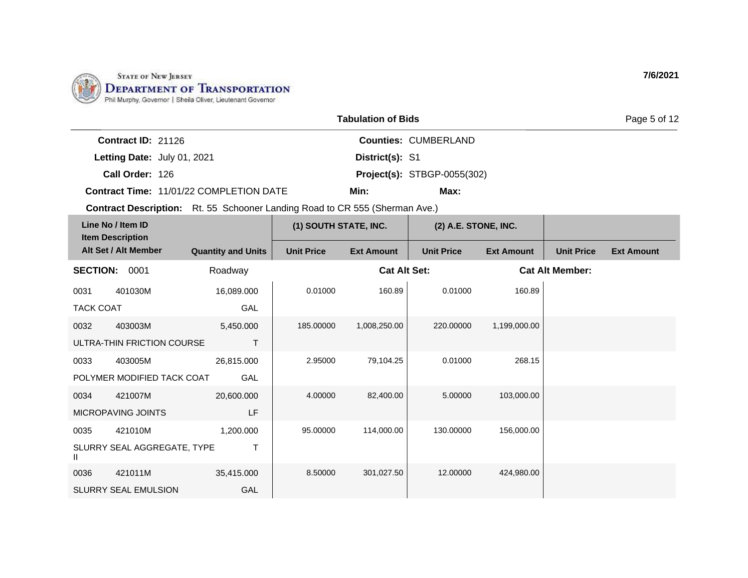STATE OF NEW JERSEY
DEPARTMENT OF TRANSPORTATION
Phil Murphy, Governor | Sheila Oliver, Lieutenant Governor

**7/6/2021**

## Tabulation of Bids

**Contract ID:** 21126
**Letting Date:** July 01, 2021
**Call Order:** 126
**Contract Time:** 11/01/22 COMPLETION DATE

**Counties:** CUMBERLAND
**District(s):** S1
**Project(s):** STBGP-0055(302)
**Min:** **Max:**

**Contract Description:** Rt. 55 Schooner Landing Road to CR 555 (Sherman Ave.)

| Line No / Item ID / Item Description / Alt Set / Alt Member | Quantity and Units | (1) SOUTH STATE, INC. Unit Price | (1) SOUTH STATE, INC. Ext Amount | (2) A.E. STONE, INC. Unit Price | (2) A.E. STONE, INC. Ext Amount | Unit Price | Ext Amount |
|---|---|---|---|---|---|---|---|
| **SECTION:** 0001 | Roadway | | **Cat Alt Set:** | | **Cat Alt Member:** | | |
| 0031 401030M TACK COAT | 16,089.000 GAL | 0.01000 | 160.89 | 0.01000 | 160.89 | | |
| 0032 403003M ULTRA-THIN FRICTION COURSE | 5,450.000 T | 185.00000 | 1,008,250.00 | 220.00000 | 1,199,000.00 | | |
| 0033 403005M POLYMER MODIFIED TACK COAT | 26,815.000 GAL | 2.95000 | 79,104.25 | 0.01000 | 268.15 | | |
| 0034 421007M MICROPAVING JOINTS | 20,600.000 LF | 4.00000 | 82,400.00 | 5.00000 | 103,000.00 | | |
| 0035 421010M SLURRY SEAL AGGREGATE, TYPE II | 1,200.000 T | 95.00000 | 114,000.00 | 130.00000 | 156,000.00 | | |
| 0036 421011M SLURRY SEAL EMULSION | 35,415.000 GAL | 8.50000 | 301,027.50 | 12.00000 | 424,980.00 | | |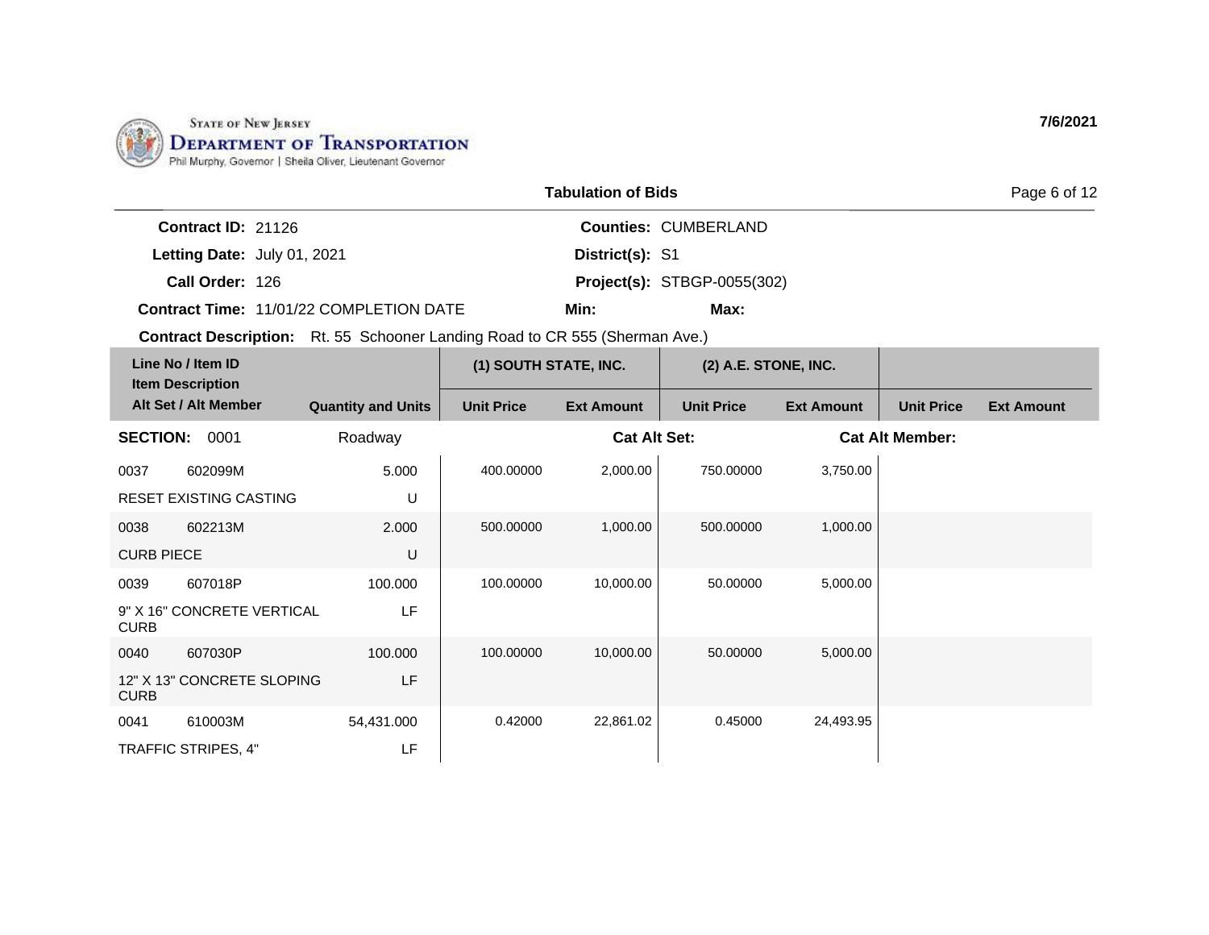STATE OF NEW JERSEY
DEPARTMENT OF TRANSPORTATION
Phil Murphy, Governor | Sheila Oliver, Lieutenant Governor

7/6/2021

**Tabulation of Bids**

**Contract ID:** 21126
**Letting Date:** July 01, 2021
**Call Order:** 126
**Contract Time:** 11/01/22 COMPLETION DATE

**Counties:** CUMBERLAND
**District(s):** S1
**Project(s):** STBGP-0055(302)
**Min:** **Max:**

**Contract Description:** Rt. 55 Schooner Landing Road to CR 555 (Sherman Ave.)

| Line No / Item ID / Item Description / Alt Set / Alt Member | Quantity and Units | (1) SOUTH STATE, INC. Unit Price | (1) SOUTH STATE, INC. Ext Amount | (2) A.E. STONE, INC. Unit Price | (2) A.E. STONE, INC. Ext Amount | Unit Price | Ext Amount |
|---|---|---|---|---|---|---|---|
| **SECTION: 0001** | Roadway | | **Cat Alt Set:** | | **Cat Alt Member:** | | |
| 0037 602099M RESET EXISTING CASTING | 5.000 U | 400.00000 | 2,000.00 | 750.00000 | 3,750.00 | | |
| 0038 602213M CURB PIECE | 2.000 U | 500.00000 | 1,000.00 | 500.00000 | 1,000.00 | | |
| 0039 607018P 9" X 16" CONCRETE VERTICAL CURB | 100.000 LF | 100.00000 | 10,000.00 | 50.00000 | 5,000.00 | | |
| 0040 607030P 12" X 13" CONCRETE SLOPING CURB | 100.000 LF | 100.00000 | 10,000.00 | 50.00000 | 5,000.00 | | |
| 0041 610003M TRAFFIC STRIPES, 4" | 54,431.000 LF | 0.42000 | 22,861.02 | 0.45000 | 24,493.95 | | |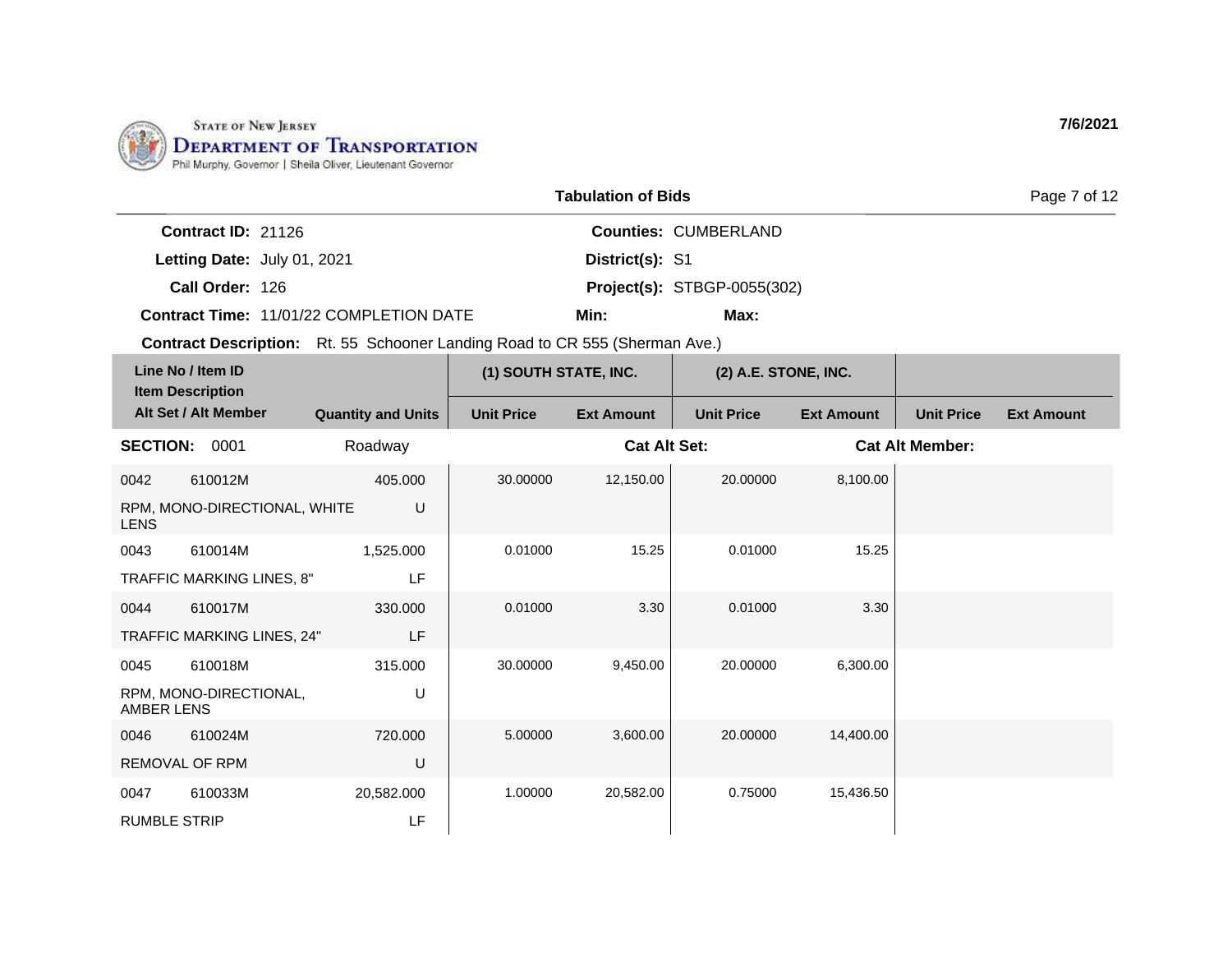STATE OF NEW JERSEY
DEPARTMENT OF TRANSPORTATION
Phil Murphy, Governor | Sheila Oliver, Lieutenant Governor

7/6/2021

**Tabulation of Bids**

**Contract ID:** 21126
**Letting Date:** July 01, 2021
**Call Order:** 126
**Contract Time:** 11/01/22 COMPLETION DATE

**Counties:** CUMBERLAND
**District(s):** S1
**Project(s):** STBGP-0055(302)
**Min:**
**Max:**

**Contract Description:** Rt. 55 Schooner Landing Road to CR 555 (Sherman Ave.)

| Line No / Item ID / Item Description / Alt Set / Alt Member | | Quantity and Units | (1) SOUTH STATE, INC. | | (2) A.E. STONE, INC. | | | |
|---|---|---|---|---|---|---|---|---|
| | | | Unit Price | Ext Amount | Unit Price | Ext Amount | Unit Price | Ext Amount |
| **SECTION:** 0001 | | Roadway | | **Cat Alt Set:** | | **Cat Alt Member:** | | |
| 0042 | 610012M | 405.000 | 30.00000 | 12,150.00 | 20.00000 | 8,100.00 | | |
| RPM, MONO-DIRECTIONAL, WHITE LENS | | U | | | | | | |
| 0043 | 610014M | 1,525.000 | 0.01000 | 15.25 | 0.01000 | 15.25 | | |
| TRAFFIC MARKING LINES, 8" | | LF | | | | | | |
| 0044 | 610017M | 330.000 | 0.01000 | 3.30 | 0.01000 | 3.30 | | |
| TRAFFIC MARKING LINES, 24" | | LF | | | | | | |
| 0045 | 610018M | 315.000 | 30.00000 | 9,450.00 | 20.00000 | 6,300.00 | | |
| RPM, MONO-DIRECTIONAL, AMBER LENS | | U | | | | | | |
| 0046 | 610024M | 720.000 | 5.00000 | 3,600.00 | 20.00000 | 14,400.00 | | |
| REMOVAL OF RPM | | U | | | | | | |
| 0047 | 610033M | 20,582.000 | 1.00000 | 20,582.00 | 0.75000 | 15,436.50 | | |
| RUMBLE STRIP | | LF | | | | | | |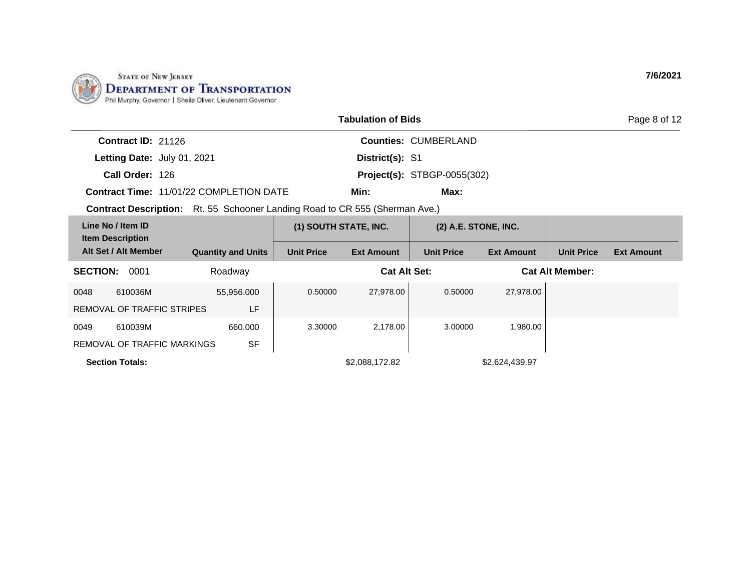STATE OF NEW JERSEY
DEPARTMENT OF TRANSPORTATION
Phil Murphy, Governor | Sheila Oliver, Lieutenant Governor

7/6/2021

## Tabulation of Bids

**Contract ID:** 21126
**Letting Date:** July 01, 2021
**Call Order:** 126
**Contract Time:** 11/01/22 COMPLETION DATE
**Contract Description:** Rt. 55 Schooner Landing Road to CR 555 (Sherman Ave.)

**Counties:** CUMBERLAND
**District(s):** S1
**Project(s):** STBGP-0055(302)
**Min:**
**Max:**

| Line No / Item ID / Item Description / Alt Set / Alt Member | Quantity and Units | (1) SOUTH STATE, INC. | | (2) A.E. STONE, INC. | | | |
|---|---|---|---|---|---|---|---|
| | | Unit Price | Ext Amount | Unit Price | Ext Amount | Unit Price | Ext Amount |
| **SECTION: 0001** | Roadway | | **Cat Alt Set:** | | | **Cat Alt Member:** | |
| 0048 610036M REMOVAL OF TRAFFIC STRIPES | 55,956.000 LF | 0.50000 | 27,978.00 | 0.50000 | 27,978.00 | | |
| 0049 610039M REMOVAL OF TRAFFIC MARKINGS | 660.000 SF | 3.30000 | 2,178.00 | 3.00000 | 1,980.00 | | |
| **Section Totals:** | | | $2,088,172.82 | | $2,624,439.97 | | |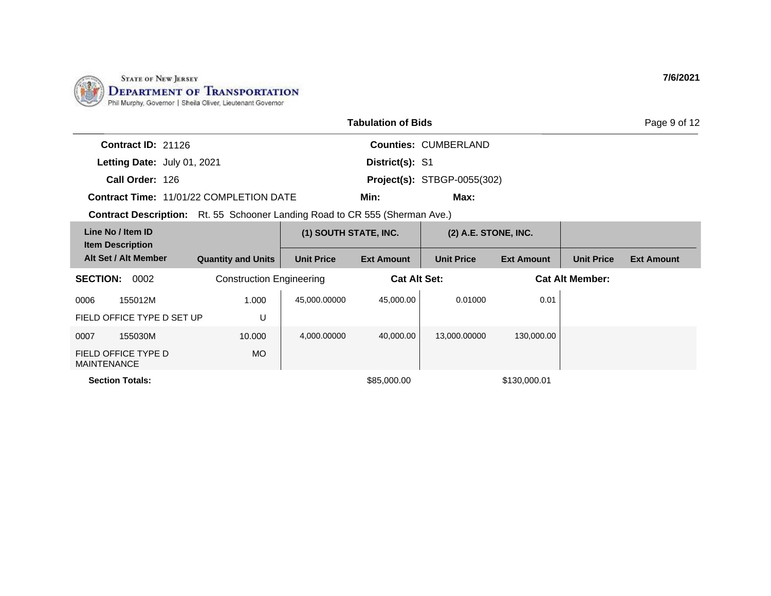STATE OF NEW JERSEY
DEPARTMENT OF TRANSPORTATION
Phil Murphy, Governor | Sheila Oliver, Lieutenant Governor

7/6/2021

**Tabulation of Bids**

**Contract ID:** 21126
**Letting Date:** July 01, 2021
**Call Order:** 126
**Contract Time:** 11/01/22 COMPLETION DATE

**Counties:** CUMBERLAND
**District(s):** S1
**Project(s):** STBGP-0055(302)
**Min:** **Max:**

**Contract Description:** Rt. 55 Schooner Landing Road to CR 555 (Sherman Ave.)

| Line No / Item ID / Item Description / Alt Set / Alt Member | Quantity and Units | (1) SOUTH STATE, INC. | | (2) A.E. STONE, INC. | | | |
|---|---|---|---|---|---|---|---|
| | | Unit Price | Ext Amount | Unit Price | Ext Amount | Unit Price | Ext Amount |
| **SECTION: 0002** | Construction Engineering | | **Cat Alt Set:** | | | **Cat Alt Member:** | |
| 0006 155012M FIELD OFFICE TYPE D SET UP | 1.000 U | 45,000.00000 | 45,000.00 | 0.01000 | 0.01 | | |
| 0007 155030M FIELD OFFICE TYPE D MAINTENANCE | 10.000 MO | 4,000.00000 | 40,000.00 | 13,000.00000 | 130,000.00 | | |
| **Section Totals:** | | | $85,000.00 | | $130,000.01 | | |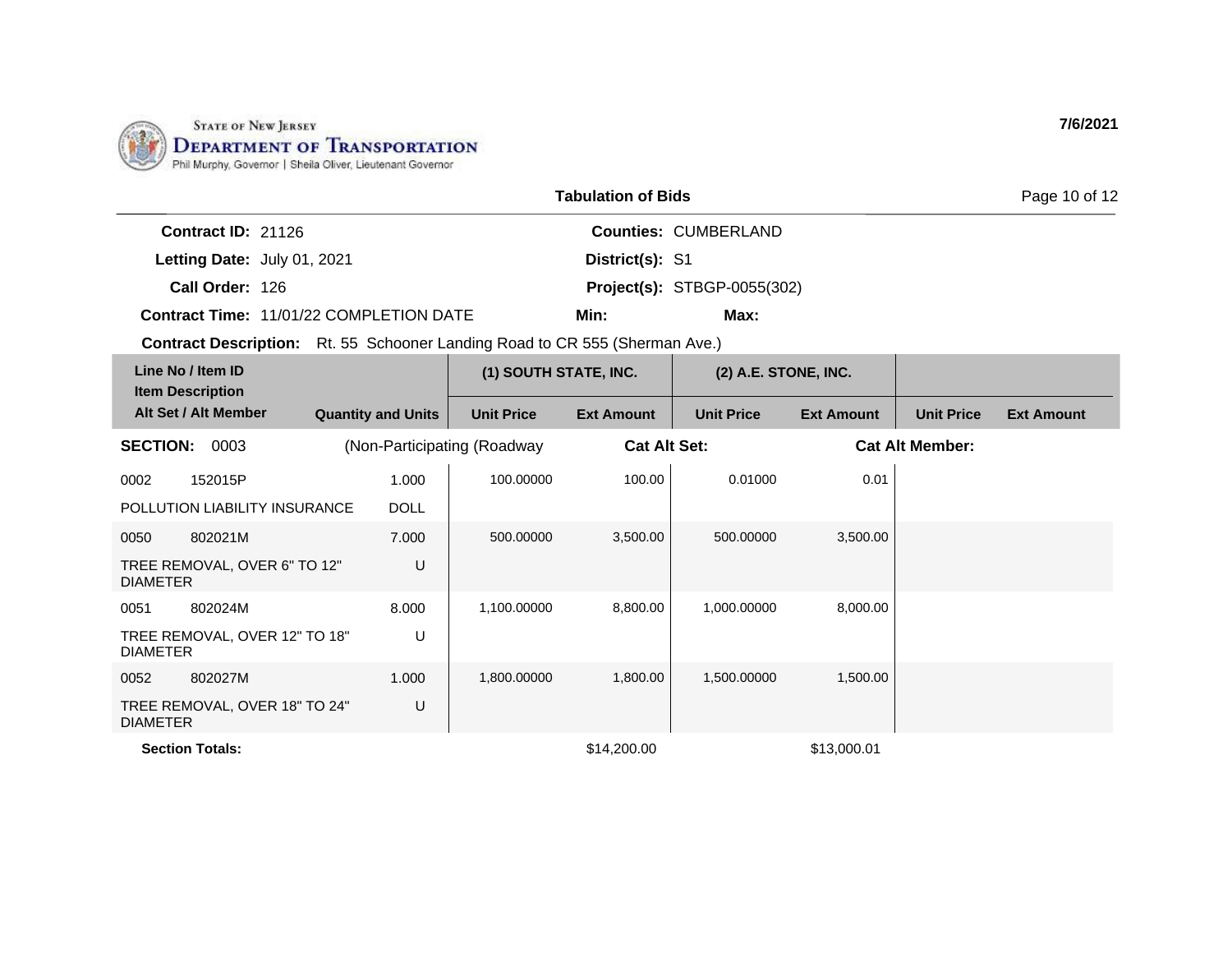STATE OF NEW JERSEY
DEPARTMENT OF TRANSPORTATION
Phil Murphy, Governor | Sheila Oliver, Lieutenant Governor

7/6/2021

## Tabulation of Bids

**Contract ID:** 21126
**Letting Date:** July 01, 2021
**Call Order:** 126
**Contract Time:** 11/01/22 COMPLETION DATE

**Counties:** CUMBERLAND
**District(s):** S1
**Project(s):** STBGP-0055(302)
**Min:** **Max:**

**Contract Description:** Rt. 55 Schooner Landing Road to CR 555 (Sherman Ave.)

| Line No / Item ID / Item Description / Alt Set / Alt Member | Quantity and Units | (1) SOUTH STATE, INC. Unit Price | (1) SOUTH STATE, INC. Ext Amount | (2) A.E. STONE, INC. Unit Price | (2) A.E. STONE, INC. Ext Amount | Unit Price | Ext Amount |
|---|---|---|---|---|---|---|---|
| **SECTION: 0003** (Non-Participating (Roadway | | **Cat Alt Set:** | | **Cat Alt Member:** | | | |
| 0002 152015P POLLUTION LIABILITY INSURANCE | 1.000 DOLL | 100.00000 | 100.00 | 0.01000 | 0.01 | | |
| 0050 802021M TREE REMOVAL, OVER 6" TO 12" DIAMETER | 7.000 U | 500.00000 | 3,500.00 | 500.00000 | 3,500.00 | | |
| 0051 802024M TREE REMOVAL, OVER 12" TO 18" DIAMETER | 8.000 U | 1,100.00000 | 8,800.00 | 1,000.00000 | 8,000.00 | | |
| 0052 802027M TREE REMOVAL, OVER 18" TO 24" DIAMETER | 1.000 U | 1,800.00000 | 1,800.00 | 1,500.00000 | 1,500.00 | | |
| **Section Totals:** | | | $14,200.00 | | $13,000.01 | | |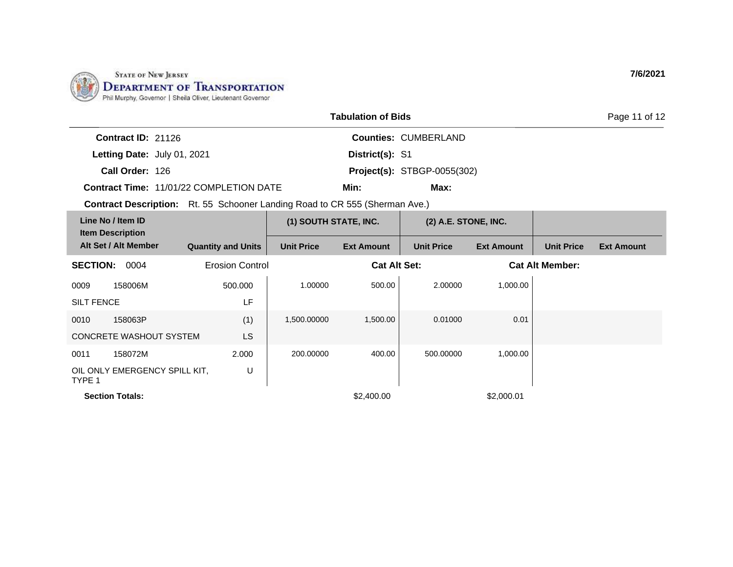STATE OF NEW JERSEY
DEPARTMENT OF TRANSPORTATION
Phil Murphy, Governor | Sheila Oliver, Lieutenant Governor

7/6/2021

## Tabulation of Bids

**Contract ID:** 21126
**Letting Date:** July 01, 2021
**Call Order:** 126
**Contract Time:** 11/01/22 COMPLETION DATE

**Counties:** CUMBERLAND
**District(s):** S1
**Project(s):** STBGP-0055(302)
**Min:**
**Max:**

**Contract Description:** Rt. 55 Schooner Landing Road to CR 555 (Sherman Ave.)

| Line No / Item ID / Item Description / Alt Set / Alt Member | Quantity and Units | (1) SOUTH STATE, INC. Unit Price | (1) SOUTH STATE, INC. Ext Amount | (2) A.E. STONE, INC. Unit Price | (2) A.E. STONE, INC. Ext Amount | Unit Price | Ext Amount |
|---|---|---|---|---|---|---|---|
| **SECTION: 0004** | Erosion Control | | Cat Alt Set: | | Cat Alt Member: | | |
| 0009 158006M SILT FENCE | 500.000 LF | 1.00000 | 500.00 | 2.00000 | 1,000.00 | | |
| 0010 158063P CONCRETE WASHOUT SYSTEM | (1) LS | 1,500.00000 | 1,500.00 | 0.01000 | 0.01 | | |
| 0011 158072M OIL ONLY EMERGENCY SPILL KIT, TYPE 1 | 2.000 U | 200.00000 | 400.00 | 500.00000 | 1,000.00 | | |
| **Section Totals:** | | | $2,400.00 | | $2,000.01 | | |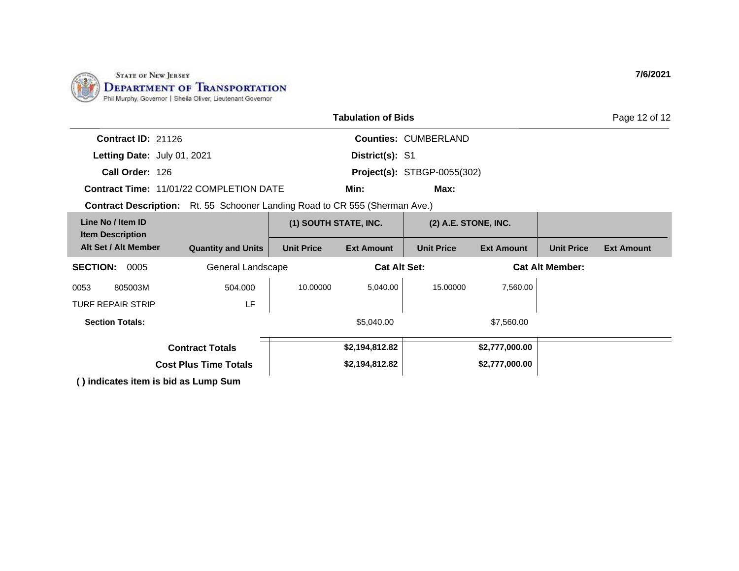**STATE OF NEW JERSEY**
**DEPARTMENT OF TRANSPORTATION**
Phil Murphy, Governor | Sheila Oliver, Lieutenant Governor

7/6/2021

## Tabulation of Bids

**Contract ID:** 21126 **Counties:** CUMBERLAND
**Letting Date:** July 01, 2021 **District(s):** S1
**Call Order:** 126 **Project(s):** STBGP-0055(302)
**Contract Time:** 11/01/22 COMPLETION DATE **Min:** **Max:**
**Contract Description:** Rt. 55 Schooner Landing Road to CR 555 (Sherman Ave.)

| Line No / Item ID<br>Item Description<br>Alt Set / Alt Member | Quantity and Units | (1) SOUTH STATE, INC. | | (2) A.E. STONE, INC. | | | |
|---|---|---|---|---|---|---|---|
| | | Unit Price | Ext Amount | Unit Price | Ext Amount | Unit Price | Ext Amount |
| **SECTION: 0005** | General Landscape | | **Cat Alt Set:** | | **Cat Alt Member:** | | |
| 0053 805003M<br>TURF REPAIR STRIP | 504.000<br>LF | 10.00000 | 5,040.00 | 15.00000 | 7,560.00 | | |
| **Section Totals:** | | | $5,040.00 | | $7,560.00 | | |
| **Contract Totals** | | | **$2,194,812.82** | | **$2,777,000.00** | | |
| **Cost Plus Time Totals** | | | **$2,194,812.82** | | **$2,777,000.00** | | |

**( ) indicates item is bid as Lump Sum**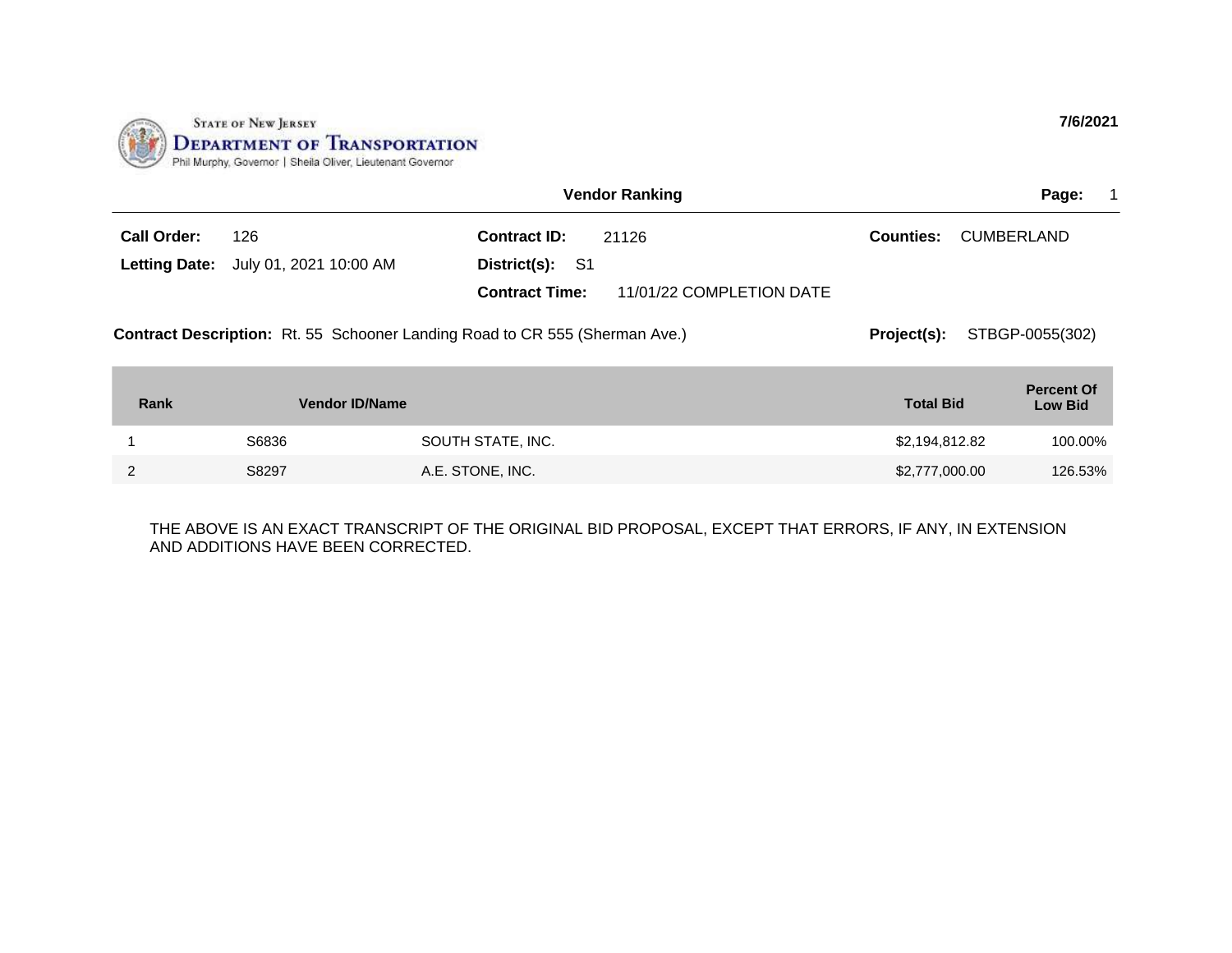STATE OF NEW JERSEY
DEPARTMENT OF TRANSPORTATION
Phil Murphy, Governor | Sheila Oliver, Lieutenant Governor

7/6/2021

## Vendor Ranking

**Call Order:** 126

**Letting Date:** July 01, 2021 10:00 AM

**Contract ID:** 21126

**District(s):** S1

**Contract Time:** 11/01/22 COMPLETION DATE

**Counties:** CUMBERLAND

**Contract Description:** Rt. 55 Schooner Landing Road to CR 555 (Sherman Ave.)

**Project(s):** STBGP-0055(302)

| Rank | Vendor ID/Name | | Total Bid | Percent Of Low Bid |
|---|---|---|---|---|
| 1 | S6836 | SOUTH STATE, INC. | $2,194,812.82 | 100.00% |
| 2 | S8297 | A.E. STONE, INC. | $2,777,000.00 | 126.53% |

THE ABOVE IS AN EXACT TRANSCRIPT OF THE ORIGINAL BID PROPOSAL, EXCEPT THAT ERRORS, IF ANY, IN EXTENSION AND ADDITIONS HAVE BEEN CORRECTED.